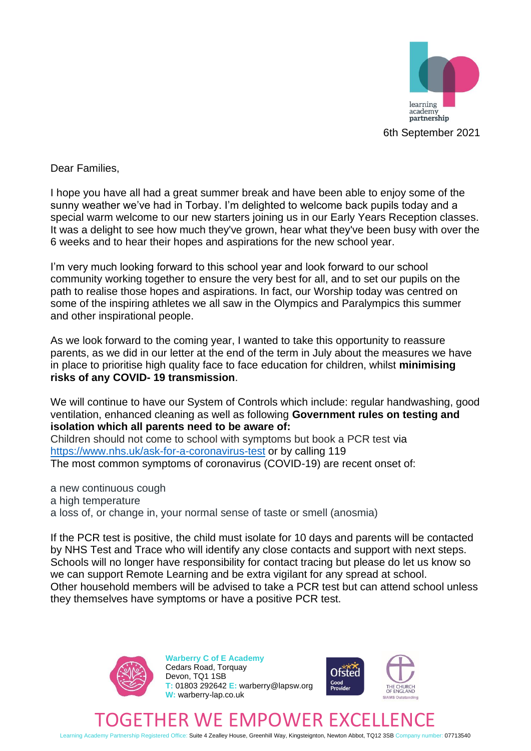6th September 2021

Dear Families,

I hope you have all had a great summer break and have been able to enjoy some of the sunny weather we've had in Torbay. I'm delighted to welcome back pupils today and a special warm welcome to our new starters joining us in our Early Years Reception classes. It was a delight to see how much they've grown, hear what they've been busy with over the 6 weeks and to hear their hopes and aspirations for the new school year.

I'm very much looking forward to this school year and look forward to our school community working together to ensure the very best for all, and to set our pupils on the path to realise those hopes and aspirations. In fact, our Worship today was centred on some of the inspiring athletes we all saw in the Olympics and Paralympics this summer and other inspirational people.

As we look forward to the coming year, I wanted to take this opportunity to reassure parents, as we did in our letter at the end of the term in July about the measures we have in place to prioritise high quality face to face education for children, whilst **minimising risks of any COVID- 19 transmission**.

We will continue to have our System of Controls which include: regular handwashing, good ventilation, enhanced cleaning as well as following **Government rules on testing and isolation which all parents need to be aware of:**
Children should not come to school with symptoms but book a PCR test via [https://www.nhs.uk/ask-for-a-coronavirus-test](https://www.nhs.uk/ask-for-a-coronavirus-test) or by calling 119
The most common symptoms of coronavirus (COVID-19) are recent onset of:

a new continuous cough
a high temperature
a loss of, or change in, your normal sense of taste or smell (anosmia)

If the PCR test is positive, the child must isolate for 10 days and parents will be contacted by NHS Test and Trace who will identify any close contacts and support with next steps. Schools will no longer have responsibility for contact tracing but please do let us know so we can support Remote Learning and be extra vigilant for any spread at school.
Other household members will be advised to take a PCR test but can attend school unless they themselves have symptoms or have a positive PCR test.

**Warberry C of E Academy**
Cedars Road, Torquay
Devon, TQ1 1SB
T: 01803 292642 E: warberry@lapsw.org
W: warberry-lap.co.uk

TOGETHER WE EMPOWER EXCELLENCE

Learning Academy Partnership Registered Office: Suite 4 Zealley House, Greenhill Way, Kingsteignton, Newton Abbot, TQ12 3SB Company number: 07713540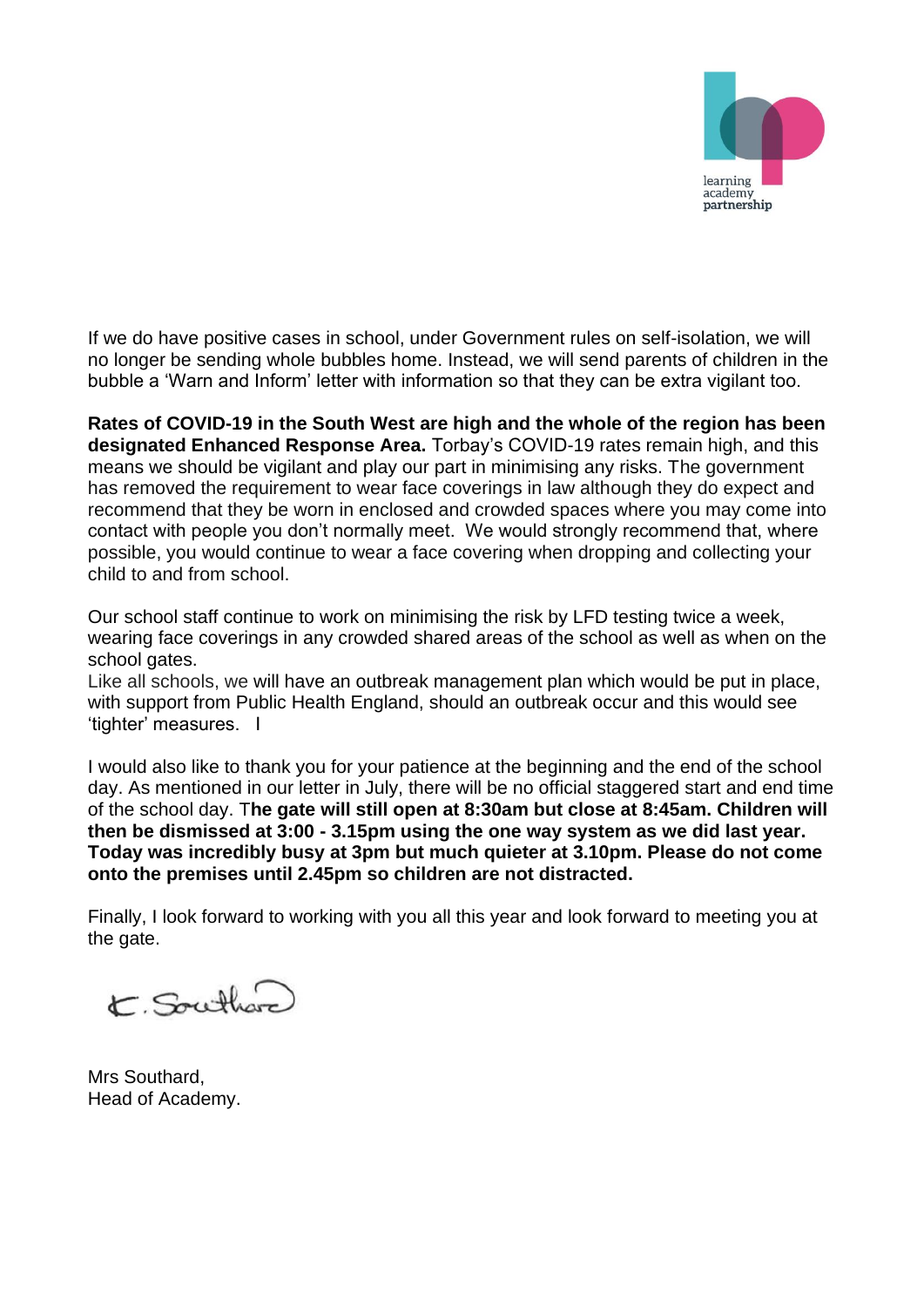If we do have positive cases in school, under Government rules on self-isolation, we will no longer be sending whole bubbles home. Instead, we will send parents of children in the bubble a 'Warn and Inform' letter with information so that they can be extra vigilant too.

**Rates of COVID-19 in the South West are high and the whole of the region has been designated Enhanced Response Area.** Torbay's COVID-19 rates remain high, and this means we should be vigilant and play our part in minimising any risks. The government has removed the requirement to wear face coverings in law although they do expect and recommend that they be worn in enclosed and crowded spaces where you may come into contact with people you don't normally meet. We would strongly recommend that, where possible, you would continue to wear a face covering when dropping and collecting your child to and from school.

Our school staff continue to work on minimising the risk by LFD testing twice a week, wearing face coverings in any crowded shared areas of the school as well as when on the school gates.
Like all schools, we will have an outbreak management plan which would be put in place, with support from Public Health England, should an outbreak occur and this would see 'tighter' measures. I

I would also like to thank you for your patience at the beginning and the end of the school day. As mentioned in our letter in July, there will be no official staggered start and end time of the school day. T**he gate will still open at 8:30am but close at 8:45am. Children will then be dismissed at 3:00 - 3.15pm using the one way system as we did last year. Today was incredibly busy at 3pm but much quieter at 3.10pm. Please do not come onto the premises until 2.45pm so children are not distracted.**

Finally, I look forward to working with you all this year and look forward to meeting you at the gate.

K. Southard

Mrs Southard,
Head of Academy.